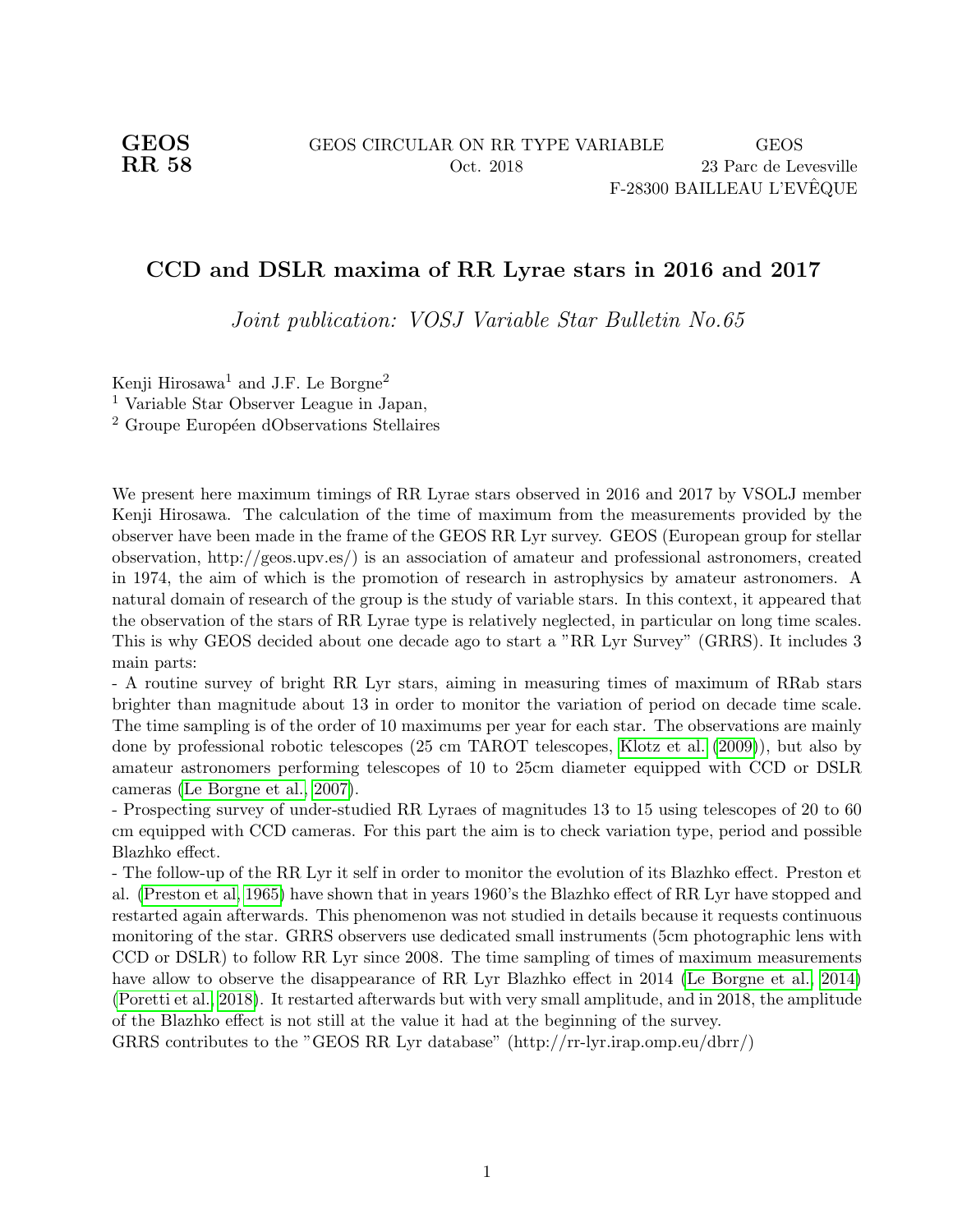**GEOS RR 58**

GEOS CIRCULAR ON RR TYPE VARIABLE
Oct. 2018

GEOS
23 Parc de Levesville
F-28300 BAILLEAU L'EVÊQUE

# CCD and DSLR maxima of RR Lyrae stars in 2016 and 2017

*Joint publication: VOSJ Variable Star Bulletin No.65*

Kenji Hirosawa[1] and J.F. Le Borgne[2]

[1] Variable Star Observer League in Japan,

[2] Groupe Européen dObservations Stellaires

We present here maximum timings of RR Lyrae stars observed in 2016 and 2017 by VSOLJ member Kenji Hirosawa. The calculation of the time of maximum from the measurements provided by the observer have been made in the frame of the GEOS RR Lyr survey. GEOS (European group for stellar observation, http://geos.upv.es/) is an association of amateur and professional astronomers, created in 1974, the aim of which is the promotion of research in astrophysics by amateur astronomers. A natural domain of research of the group is the study of variable stars. In this context, it appeared that the observation of the stars of RR Lyrae type is relatively neglected, in particular on long time scales. This is why GEOS decided about one decade ago to start a "RR Lyr Survey" (GRRS). It includes 3 main parts:

- A routine survey of bright RR Lyr stars, aiming in measuring times of maximum of RRab stars brighter than magnitude about 13 in order to monitor the variation of period on decade time scale. The time sampling is of the order of 10 maximums per year for each star. The observations are mainly done by professional robotic telescopes (25 cm TAROT telescopes, Klotz et al. (2009)), but also by amateur astronomers performing telescopes of 10 to 25cm diameter equipped with CCD or DSLR cameras (Le Borgne et al., 2007).
- Prospecting survey of under-studied RR Lyraes of magnitudes 13 to 15 using telescopes of 20 to 60 cm equipped with CCD cameras. For this part the aim is to check variation type, period and possible Blazhko effect.
- The follow-up of the RR Lyr it self in order to monitor the evolution of its Blazhko effect. Preston et al. (Preston et al, 1965) have shown that in years 1960's the Blazhko effect of RR Lyr have stopped and restarted again afterwards. This phenomenon was not studied in details because it requests continuous monitoring of the star. GRRS observers use dedicated small instruments (5cm photographic lens with CCD or DSLR) to follow RR Lyr since 2008. The time sampling of times of maximum measurements have allow to observe the disappearance of RR Lyr Blazhko effect in 2014 (Le Borgne et al., 2014) (Poretti et al., 2018). It restarted afterwards but with very small amplitude, and in 2018, the amplitude of the Blazhko effect is not still at the value it had at the beginning of the survey.

GRRS contributes to the "GEOS RR Lyr database" (http://rr-lyr.irap.omp.eu/dbrr/)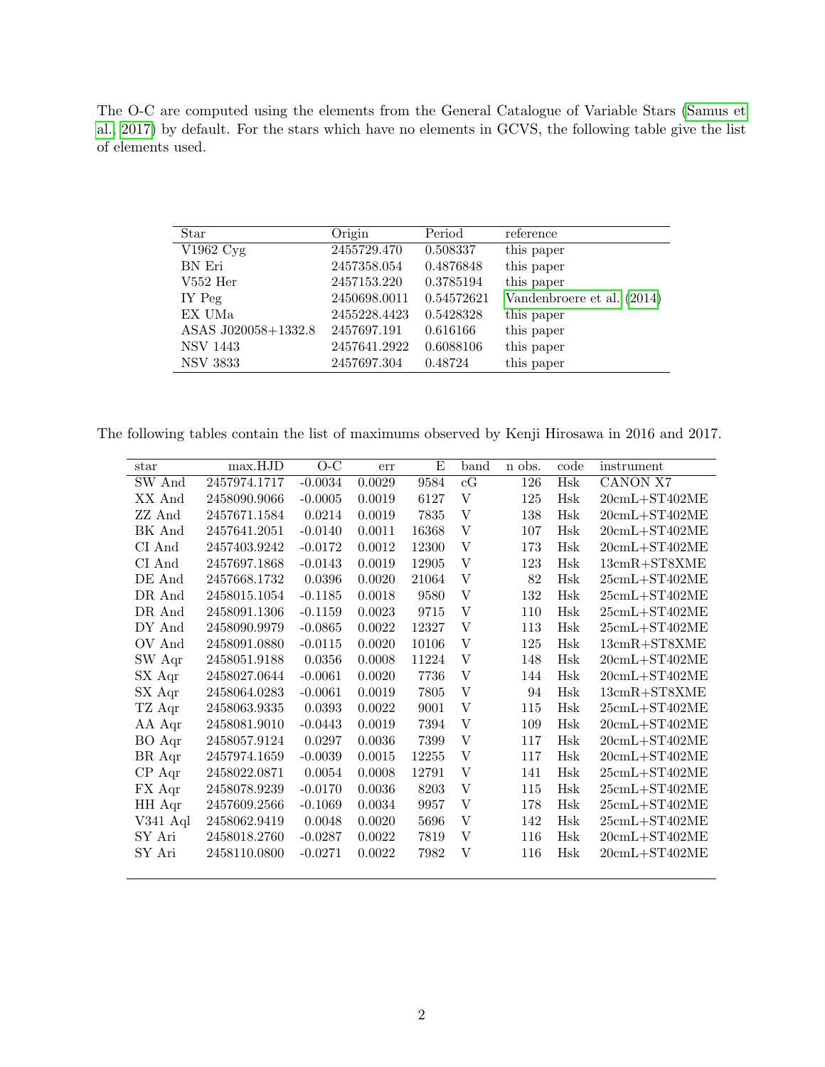The O-C are computed using the elements from the General Catalogue of Variable Stars (Samus et al., 2017) by default. For the stars which have no elements in GCVS, the following table give the list of elements used.

| Star | Origin | Period | reference |
|---|---|---|---|
| V1962 Cyg | 2455729.470 | 0.508337 | this paper |
| BN Eri | 2457358.054 | 0.4876848 | this paper |
| V552 Her | 2457153.220 | 0.3785194 | this paper |
| IY Peg | 2450698.0011 | 0.54572621 | Vandenbroere et al. (2014) |
| EX UMa | 2455228.4423 | 0.5428328 | this paper |
| ASAS J020058+1332.8 | 2457697.191 | 0.616166 | this paper |
| NSV 1443 | 2457641.2922 | 0.6088106 | this paper |
| NSV 3833 | 2457697.304 | 0.48724 | this paper |

The following tables contain the list of maximums observed by Kenji Hirosawa in 2016 and 2017.

| star | max.HJD | O-C | err | E | band | n obs. | code | instrument |
|---|---|---|---|---|---|---|---|---|
| SW And | 2457974.1717 | -0.0034 | 0.0029 | 9584 | cG | 126 | Hsk | CANON X7 |
| XX And | 2458090.9066 | -0.0005 | 0.0019 | 6127 | V | 125 | Hsk | 20cmL+ST402ME |
| ZZ And | 2457671.1584 | 0.0214 | 0.0019 | 7835 | V | 138 | Hsk | 20cmL+ST402ME |
| BK And | 2457641.2051 | -0.0140 | 0.0011 | 16368 | V | 107 | Hsk | 20cmL+ST402ME |
| CI And | 2457403.9242 | -0.0172 | 0.0012 | 12300 | V | 173 | Hsk | 20cmL+ST402ME |
| CI And | 2457697.1868 | -0.0143 | 0.0019 | 12905 | V | 123 | Hsk | 13cmR+ST8XME |
| DE And | 2457668.1732 | 0.0396 | 0.0020 | 21064 | V | 82 | Hsk | 25cmL+ST402ME |
| DR And | 2458015.1054 | -0.1185 | 0.0018 | 9580 | V | 132 | Hsk | 25cmL+ST402ME |
| DR And | 2458091.1306 | -0.1159 | 0.0023 | 9715 | V | 110 | Hsk | 25cmL+ST402ME |
| DY And | 2458090.9979 | -0.0865 | 0.0022 | 12327 | V | 113 | Hsk | 25cmL+ST402ME |
| OV And | 2458091.0880 | -0.0115 | 0.0020 | 10106 | V | 125 | Hsk | 13cmR+ST8XME |
| SW Aqr | 2458051.9188 | 0.0356 | 0.0008 | 11224 | V | 148 | Hsk | 20cmL+ST402ME |
| SX Aqr | 2458027.0644 | -0.0061 | 0.0020 | 7736 | V | 144 | Hsk | 20cmL+ST402ME |
| SX Aqr | 2458064.0283 | -0.0061 | 0.0019 | 7805 | V | 94 | Hsk | 13cmR+ST8XME |
| TZ Aqr | 2458063.9335 | 0.0393 | 0.0022 | 9001 | V | 115 | Hsk | 25cmL+ST402ME |
| AA Aqr | 2458081.9010 | -0.0443 | 0.0019 | 7394 | V | 109 | Hsk | 20cmL+ST402ME |
| BO Aqr | 2458057.9124 | 0.0297 | 0.0036 | 7399 | V | 117 | Hsk | 20cmL+ST402ME |
| BR Aqr | 2457974.1659 | -0.0039 | 0.0015 | 12255 | V | 117 | Hsk | 20cmL+ST402ME |
| CP Aqr | 2458022.0871 | 0.0054 | 0.0008 | 12791 | V | 141 | Hsk | 25cmL+ST402ME |
| FX Aqr | 2458078.9239 | -0.0170 | 0.0036 | 8203 | V | 115 | Hsk | 25cmL+ST402ME |
| HH Aqr | 2457609.2566 | -0.1069 | 0.0034 | 9957 | V | 178 | Hsk | 25cmL+ST402ME |
| V341 Aql | 2458062.9419 | 0.0048 | 0.0020 | 5696 | V | 142 | Hsk | 25cmL+ST402ME |
| SY Ari | 2458018.2760 | -0.0287 | 0.0022 | 7819 | V | 116 | Hsk | 20cmL+ST402ME |
| SY Ari | 2458110.0800 | -0.0271 | 0.0022 | 7982 | V | 116 | Hsk | 20cmL+ST402ME |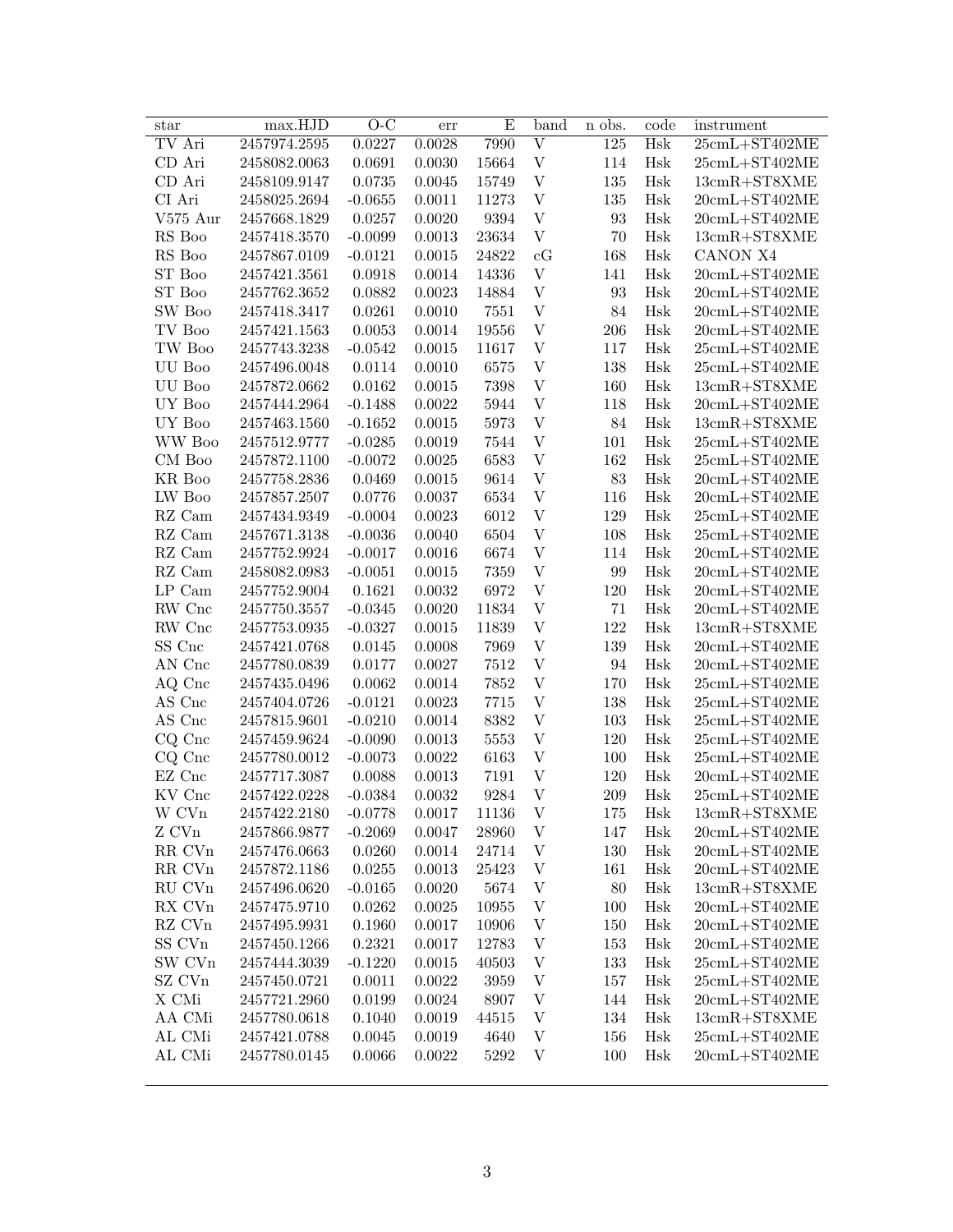| star | max.HJD | O-C | err | E | band | n obs. | code | instrument |
|---|---|---|---|---|---|---|---|---|
| TV Ari | 2457974.2595 | 0.0227 | 0.0028 | 7990 | V | 125 | Hsk | 25cmL+ST402ME |
| CD Ari | 2458082.0063 | 0.0691 | 0.0030 | 15664 | V | 114 | Hsk | 25cmL+ST402ME |
| CD Ari | 2458109.9147 | 0.0735 | 0.0045 | 15749 | V | 135 | Hsk | 13cmR+ST8XME |
| CI Ari | 2458025.2694 | -0.0655 | 0.0011 | 11273 | V | 135 | Hsk | 20cmL+ST402ME |
| V575 Aur | 2457668.1829 | 0.0257 | 0.0020 | 9394 | V | 93 | Hsk | 20cmL+ST402ME |
| RS Boo | 2457418.3570 | -0.0099 | 0.0013 | 23634 | V | 70 | Hsk | 13cmR+ST8XME |
| RS Boo | 2457867.0109 | -0.0121 | 0.0015 | 24822 | cG | 168 | Hsk | CANON X4 |
| ST Boo | 2457421.3561 | 0.0918 | 0.0014 | 14336 | V | 141 | Hsk | 20cmL+ST402ME |
| ST Boo | 2457762.3652 | 0.0882 | 0.0023 | 14884 | V | 93 | Hsk | 20cmL+ST402ME |
| SW Boo | 2457418.3417 | 0.0261 | 0.0010 | 7551 | V | 84 | Hsk | 20cmL+ST402ME |
| TV Boo | 2457421.1563 | 0.0053 | 0.0014 | 19556 | V | 206 | Hsk | 20cmL+ST402ME |
| TW Boo | 2457743.3238 | -0.0542 | 0.0015 | 11617 | V | 117 | Hsk | 25cmL+ST402ME |
| UU Boo | 2457496.0048 | 0.0114 | 0.0010 | 6575 | V | 138 | Hsk | 25cmL+ST402ME |
| UU Boo | 2457872.0662 | 0.0162 | 0.0015 | 7398 | V | 160 | Hsk | 13cmR+ST8XME |
| UY Boo | 2457444.2964 | -0.1488 | 0.0022 | 5944 | V | 118 | Hsk | 20cmL+ST402ME |
| UY Boo | 2457463.1560 | -0.1652 | 0.0015 | 5973 | V | 84 | Hsk | 13cmR+ST8XME |
| WW Boo | 2457512.9777 | -0.0285 | 0.0019 | 7544 | V | 101 | Hsk | 25cmL+ST402ME |
| CM Boo | 2457872.1100 | -0.0072 | 0.0025 | 6583 | V | 162 | Hsk | 25cmL+ST402ME |
| KR Boo | 2457758.2836 | 0.0469 | 0.0015 | 9614 | V | 83 | Hsk | 20cmL+ST402ME |
| LW Boo | 2457857.2507 | 0.0776 | 0.0037 | 6534 | V | 116 | Hsk | 20cmL+ST402ME |
| RZ Cam | 2457434.9349 | -0.0004 | 0.0023 | 6012 | V | 129 | Hsk | 25cmL+ST402ME |
| RZ Cam | 2457671.3138 | -0.0036 | 0.0040 | 6504 | V | 108 | Hsk | 25cmL+ST402ME |
| RZ Cam | 2457752.9924 | -0.0017 | 0.0016 | 6674 | V | 114 | Hsk | 20cmL+ST402ME |
| RZ Cam | 2458082.0983 | -0.0051 | 0.0015 | 7359 | V | 99 | Hsk | 20cmL+ST402ME |
| LP Cam | 2457752.9004 | 0.1621 | 0.0032 | 6972 | V | 120 | Hsk | 20cmL+ST402ME |
| RW Cnc | 2457750.3557 | -0.0345 | 0.0020 | 11834 | V | 71 | Hsk | 20cmL+ST402ME |
| RW Cnc | 2457753.0935 | -0.0327 | 0.0015 | 11839 | V | 122 | Hsk | 13cmR+ST8XME |
| SS Cnc | 2457421.0768 | 0.0145 | 0.0008 | 7969 | V | 139 | Hsk | 20cmL+ST402ME |
| AN Cnc | 2457780.0839 | 0.0177 | 0.0027 | 7512 | V | 94 | Hsk | 20cmL+ST402ME |
| AQ Cnc | 2457435.0496 | 0.0062 | 0.0014 | 7852 | V | 170 | Hsk | 25cmL+ST402ME |
| AS Cnc | 2457404.0726 | -0.0121 | 0.0023 | 7715 | V | 138 | Hsk | 25cmL+ST402ME |
| AS Cnc | 2457815.9601 | -0.0210 | 0.0014 | 8382 | V | 103 | Hsk | 25cmL+ST402ME |
| CQ Cnc | 2457459.9624 | -0.0090 | 0.0013 | 5553 | V | 120 | Hsk | 25cmL+ST402ME |
| CQ Cnc | 2457780.0012 | -0.0073 | 0.0022 | 6163 | V | 100 | Hsk | 25cmL+ST402ME |
| EZ Cnc | 2457717.3087 | 0.0088 | 0.0013 | 7191 | V | 120 | Hsk | 20cmL+ST402ME |
| KV Cnc | 2457422.0228 | -0.0384 | 0.0032 | 9284 | V | 209 | Hsk | 25cmL+ST402ME |
| W CVn | 2457422.2180 | -0.0778 | 0.0017 | 11136 | V | 175 | Hsk | 13cmR+ST8XME |
| Z CVn | 2457866.9877 | -0.2069 | 0.0047 | 28960 | V | 147 | Hsk | 20cmL+ST402ME |
| RR CVn | 2457476.0663 | 0.0260 | 0.0014 | 24714 | V | 130 | Hsk | 20cmL+ST402ME |
| RR CVn | 2457872.1186 | 0.0255 | 0.0013 | 25423 | V | 161 | Hsk | 20cmL+ST402ME |
| RU CVn | 2457496.0620 | -0.0165 | 0.0020 | 5674 | V | 80 | Hsk | 13cmR+ST8XME |
| RX CVn | 2457475.9710 | 0.0262 | 0.0025 | 10955 | V | 100 | Hsk | 20cmL+ST402ME |
| RZ CVn | 2457495.9931 | 0.1960 | 0.0017 | 10906 | V | 150 | Hsk | 20cmL+ST402ME |
| SS CVn | 2457450.1266 | 0.2321 | 0.0017 | 12783 | V | 153 | Hsk | 20cmL+ST402ME |
| SW CVn | 2457444.3039 | -0.1220 | 0.0015 | 40503 | V | 133 | Hsk | 25cmL+ST402ME |
| SZ CVn | 2457450.0721 | 0.0011 | 0.0022 | 3959 | V | 157 | Hsk | 25cmL+ST402ME |
| X CMi | 2457721.2960 | 0.0199 | 0.0024 | 8907 | V | 144 | Hsk | 20cmL+ST402ME |
| AA CMi | 2457780.0618 | 0.1040 | 0.0019 | 44515 | V | 134 | Hsk | 13cmR+ST8XME |
| AL CMi | 2457421.0788 | 0.0045 | 0.0019 | 4640 | V | 156 | Hsk | 25cmL+ST402ME |
| AL CMi | 2457780.0145 | 0.0066 | 0.0022 | 5292 | V | 100 | Hsk | 20cmL+ST402ME |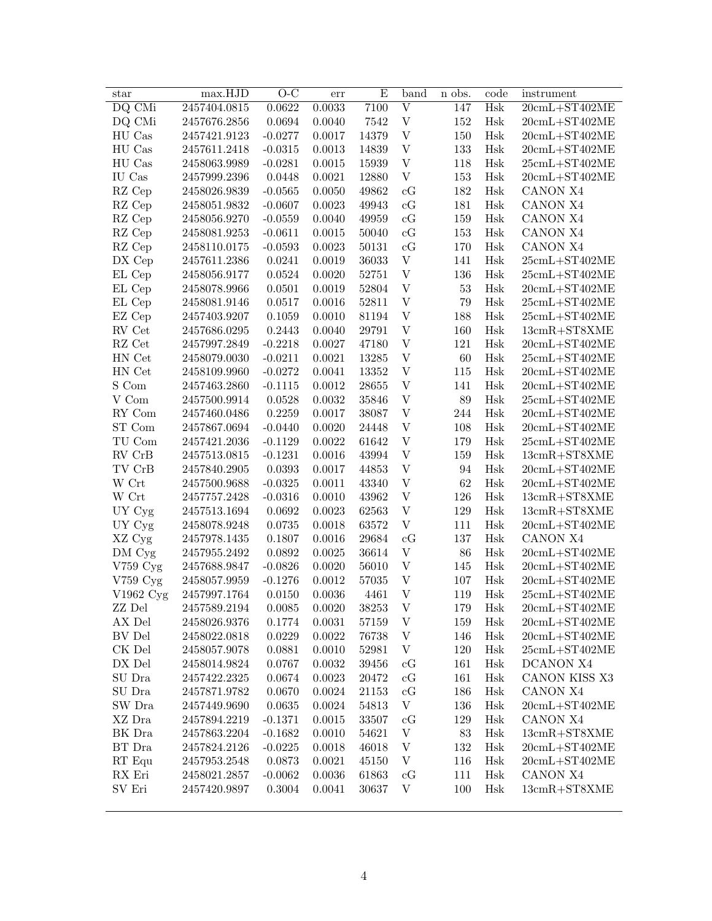| star | max.HJD | O-C | err | E | band | n obs. | code | instrument |
|---|---|---|---|---|---|---|---|---|
| DQ CMi | 2457404.0815 | 0.0622 | 0.0033 | 7100 | V | 147 | Hsk | 20cmL+ST402ME |
| DQ CMi | 2457676.2856 | 0.0694 | 0.0040 | 7542 | V | 152 | Hsk | 20cmL+ST402ME |
| HU Cas | 2457421.9123 | -0.0277 | 0.0017 | 14379 | V | 150 | Hsk | 20cmL+ST402ME |
| HU Cas | 2457611.2418 | -0.0315 | 0.0013 | 14839 | V | 133 | Hsk | 20cmL+ST402ME |
| HU Cas | 2458063.9989 | -0.0281 | 0.0015 | 15939 | V | 118 | Hsk | 25cmL+ST402ME |
| IU Cas | 2457999.2396 | 0.0448 | 0.0021 | 12880 | V | 153 | Hsk | 20cmL+ST402ME |
| RZ Cep | 2458026.9839 | -0.0565 | 0.0050 | 49862 | cG | 182 | Hsk | CANON X4 |
| RZ Cep | 2458051.9832 | -0.0607 | 0.0023 | 49943 | cG | 181 | Hsk | CANON X4 |
| RZ Cep | 2458056.9270 | -0.0559 | 0.0040 | 49959 | cG | 159 | Hsk | CANON X4 |
| RZ Cep | 2458081.9253 | -0.0611 | 0.0015 | 50040 | cG | 153 | Hsk | CANON X4 |
| RZ Cep | 2458110.0175 | -0.0593 | 0.0023 | 50131 | cG | 170 | Hsk | CANON X4 |
| DX Cep | 2457611.2386 | 0.0241 | 0.0019 | 36033 | V | 141 | Hsk | 25cmL+ST402ME |
| EL Cep | 2458056.9177 | 0.0524 | 0.0020 | 52751 | V | 136 | Hsk | 25cmL+ST402ME |
| EL Cep | 2458078.9966 | 0.0501 | 0.0019 | 52804 | V | 53 | Hsk | 20cmL+ST402ME |
| EL Cep | 2458081.9146 | 0.0517 | 0.0016 | 52811 | V | 79 | Hsk | 25cmL+ST402ME |
| EZ Cep | 2457403.9207 | 0.1059 | 0.0010 | 81194 | V | 188 | Hsk | 25cmL+ST402ME |
| RV Cet | 2457686.0295 | 0.2443 | 0.0040 | 29791 | V | 160 | Hsk | 13cmR+ST8XME |
| RZ Cet | 2457997.2849 | -0.2218 | 0.0027 | 47180 | V | 121 | Hsk | 20cmL+ST402ME |
| HN Cet | 2458079.0030 | -0.0211 | 0.0021 | 13285 | V | 60 | Hsk | 25cmL+ST402ME |
| HN Cet | 2458109.9960 | -0.0272 | 0.0041 | 13352 | V | 115 | Hsk | 20cmL+ST402ME |
| S Com | 2457463.2860 | -0.1115 | 0.0012 | 28655 | V | 141 | Hsk | 20cmL+ST402ME |
| V Com | 2457500.9914 | 0.0528 | 0.0032 | 35846 | V | 89 | Hsk | 25cmL+ST402ME |
| RY Com | 2457460.0486 | 0.2259 | 0.0017 | 38087 | V | 244 | Hsk | 20cmL+ST402ME |
| ST Com | 2457867.0694 | -0.0440 | 0.0020 | 24448 | V | 108 | Hsk | 20cmL+ST402ME |
| TU Com | 2457421.2036 | -0.1129 | 0.0022 | 61642 | V | 179 | Hsk | 25cmL+ST402ME |
| RV CrB | 2457513.0815 | -0.1231 | 0.0016 | 43994 | V | 159 | Hsk | 13cmR+ST8XME |
| TV CrB | 2457840.2905 | 0.0393 | 0.0017 | 44853 | V | 94 | Hsk | 20cmL+ST402ME |
| W Crt | 2457500.9688 | -0.0325 | 0.0011 | 43340 | V | 62 | Hsk | 20cmL+ST402ME |
| W Crt | 2457757.2428 | -0.0316 | 0.0010 | 43962 | V | 126 | Hsk | 13cmR+ST8XME |
| UY Cyg | 2457513.1694 | 0.0692 | 0.0023 | 62563 | V | 129 | Hsk | 13cmR+ST8XME |
| UY Cyg | 2458078.9248 | 0.0735 | 0.0018 | 63572 | V | 111 | Hsk | 20cmL+ST402ME |
| XZ Cyg | 2457978.1435 | 0.1807 | 0.0016 | 29684 | cG | 137 | Hsk | CANON X4 |
| DM Cyg | 2457955.2492 | 0.0892 | 0.0025 | 36614 | V | 86 | Hsk | 20cmL+ST402ME |
| V759 Cyg | 2457688.9847 | -0.0826 | 0.0020 | 56010 | V | 145 | Hsk | 20cmL+ST402ME |
| V759 Cyg | 2458057.9959 | -0.1276 | 0.0012 | 57035 | V | 107 | Hsk | 20cmL+ST402ME |
| V1962 Cyg | 2457997.1764 | 0.0150 | 0.0036 | 4461 | V | 119 | Hsk | 25cmL+ST402ME |
| ZZ Del | 2457589.2194 | 0.0085 | 0.0020 | 38253 | V | 179 | Hsk | 20cmL+ST402ME |
| AX Del | 2458026.9376 | 0.1774 | 0.0031 | 57159 | V | 159 | Hsk | 20cmL+ST402ME |
| BV Del | 2458022.0818 | 0.0229 | 0.0022 | 76738 | V | 146 | Hsk | 20cmL+ST402ME |
| CK Del | 2458057.9078 | 0.0881 | 0.0010 | 52981 | V | 120 | Hsk | 25cmL+ST402ME |
| DX Del | 2458014.9824 | 0.0767 | 0.0032 | 39456 | cG | 161 | Hsk | DCANON X4 |
| SU Dra | 2457422.2325 | 0.0674 | 0.0023 | 20472 | cG | 161 | Hsk | CANON KISS X3 |
| SU Dra | 2457871.9782 | 0.0670 | 0.0024 | 21153 | cG | 186 | Hsk | CANON X4 |
| SW Dra | 2457449.9690 | 0.0635 | 0.0024 | 54813 | V | 136 | Hsk | 20cmL+ST402ME |
| XZ Dra | 2457894.2219 | -0.1371 | 0.0015 | 33507 | cG | 129 | Hsk | CANON X4 |
| BK Dra | 2457863.2204 | -0.1682 | 0.0010 | 54621 | V | 83 | Hsk | 13cmR+ST8XME |
| BT Dra | 2457824.2126 | -0.0225 | 0.0018 | 46018 | V | 132 | Hsk | 20cmL+ST402ME |
| RT Equ | 2457953.2548 | 0.0873 | 0.0021 | 45150 | V | 116 | Hsk | 20cmL+ST402ME |
| RX Eri | 2458021.2857 | -0.0062 | 0.0036 | 61863 | cG | 111 | Hsk | CANON X4 |
| SV Eri | 2457420.9897 | 0.3004 | 0.0041 | 30637 | V | 100 | Hsk | 13cmR+ST8XME |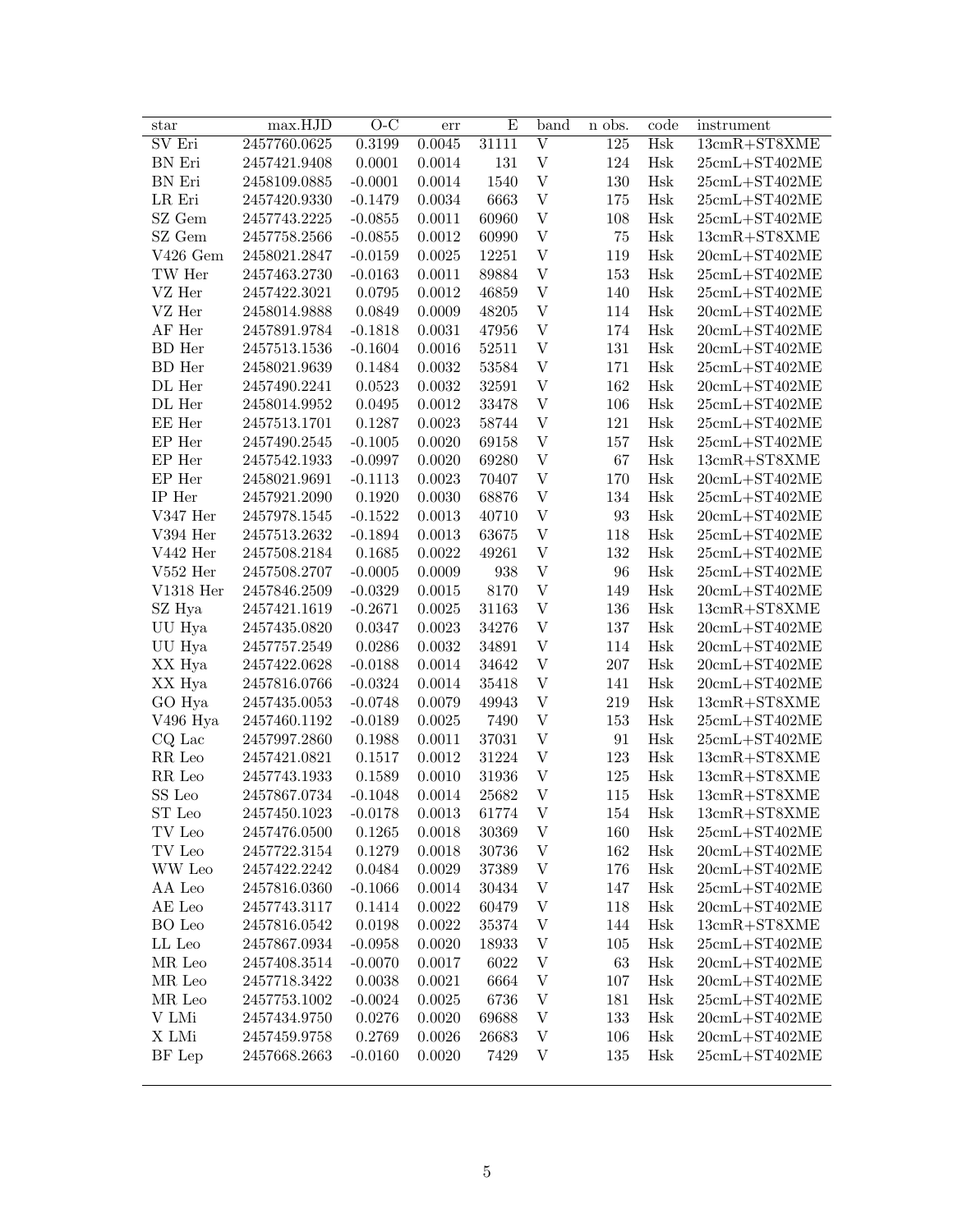| star | max.HJD | O-C | err | E | band | n obs. | code | instrument |
|---|---|---|---|---|---|---|---|---|
| SV Eri | 2457760.0625 | 0.3199 | 0.0045 | 31111 | V | 125 | Hsk | 13cmR+ST8XME |
| BN Eri | 2457421.9408 | 0.0001 | 0.0014 | 131 | V | 124 | Hsk | 25cmL+ST402ME |
| BN Eri | 2458109.0885 | -0.0001 | 0.0014 | 1540 | V | 130 | Hsk | 25cmL+ST402ME |
| LR Eri | 2457420.9330 | -0.1479 | 0.0034 | 6663 | V | 175 | Hsk | 25cmL+ST402ME |
| SZ Gem | 2457743.2225 | -0.0855 | 0.0011 | 60960 | V | 108 | Hsk | 25cmL+ST402ME |
| SZ Gem | 2457758.2566 | -0.0855 | 0.0012 | 60990 | V | 75 | Hsk | 13cmR+ST8XME |
| V426 Gem | 2458021.2847 | -0.0159 | 0.0025 | 12251 | V | 119 | Hsk | 20cmL+ST402ME |
| TW Her | 2457463.2730 | -0.0163 | 0.0011 | 89884 | V | 153 | Hsk | 25cmL+ST402ME |
| VZ Her | 2457422.3021 | 0.0795 | 0.0012 | 46859 | V | 140 | Hsk | 25cmL+ST402ME |
| VZ Her | 2458014.9888 | 0.0849 | 0.0009 | 48205 | V | 114 | Hsk | 20cmL+ST402ME |
| AF Her | 2457891.9784 | -0.1818 | 0.0031 | 47956 | V | 174 | Hsk | 20cmL+ST402ME |
| BD Her | 2457513.1536 | -0.1604 | 0.0016 | 52511 | V | 131 | Hsk | 20cmL+ST402ME |
| BD Her | 2458021.9639 | 0.1484 | 0.0032 | 53584 | V | 171 | Hsk | 25cmL+ST402ME |
| DL Her | 2457490.2241 | 0.0523 | 0.0032 | 32591 | V | 162 | Hsk | 20cmL+ST402ME |
| DL Her | 2458014.9952 | 0.0495 | 0.0012 | 33478 | V | 106 | Hsk | 25cmL+ST402ME |
| EE Her | 2457513.1701 | 0.1287 | 0.0023 | 58744 | V | 121 | Hsk | 25cmL+ST402ME |
| EP Her | 2457490.2545 | -0.1005 | 0.0020 | 69158 | V | 157 | Hsk | 25cmL+ST402ME |
| EP Her | 2457542.1933 | -0.0997 | 0.0020 | 69280 | V | 67 | Hsk | 13cmR+ST8XME |
| EP Her | 2458021.9691 | -0.1113 | 0.0023 | 70407 | V | 170 | Hsk | 20cmL+ST402ME |
| IP Her | 2457921.2090 | 0.1920 | 0.0030 | 68876 | V | 134 | Hsk | 25cmL+ST402ME |
| V347 Her | 2457978.1545 | -0.1522 | 0.0013 | 40710 | V | 93 | Hsk | 20cmL+ST402ME |
| V394 Her | 2457513.2632 | -0.1894 | 0.0013 | 63675 | V | 118 | Hsk | 25cmL+ST402ME |
| V442 Her | 2457508.2184 | 0.1685 | 0.0022 | 49261 | V | 132 | Hsk | 25cmL+ST402ME |
| V552 Her | 2457508.2707 | -0.0005 | 0.0009 | 938 | V | 96 | Hsk | 25cmL+ST402ME |
| V1318 Her | 2457846.2509 | -0.0329 | 0.0015 | 8170 | V | 149 | Hsk | 20cmL+ST402ME |
| SZ Hya | 2457421.1619 | -0.2671 | 0.0025 | 31163 | V | 136 | Hsk | 13cmR+ST8XME |
| UU Hya | 2457435.0820 | 0.0347 | 0.0023 | 34276 | V | 137 | Hsk | 20cmL+ST402ME |
| UU Hya | 2457757.2549 | 0.0286 | 0.0032 | 34891 | V | 114 | Hsk | 20cmL+ST402ME |
| XX Hya | 2457422.0628 | -0.0188 | 0.0014 | 34642 | V | 207 | Hsk | 20cmL+ST402ME |
| XX Hya | 2457816.0766 | -0.0324 | 0.0014 | 35418 | V | 141 | Hsk | 20cmL+ST402ME |
| GO Hya | 2457435.0053 | -0.0748 | 0.0079 | 49943 | V | 219 | Hsk | 13cmR+ST8XME |
| V496 Hya | 2457460.1192 | -0.0189 | 0.0025 | 7490 | V | 153 | Hsk | 25cmL+ST402ME |
| CQ Lac | 2457997.2860 | 0.1988 | 0.0011 | 37031 | V | 91 | Hsk | 25cmL+ST402ME |
| RR Leo | 2457421.0821 | 0.1517 | 0.0012 | 31224 | V | 123 | Hsk | 13cmR+ST8XME |
| RR Leo | 2457743.1933 | 0.1589 | 0.0010 | 31936 | V | 125 | Hsk | 13cmR+ST8XME |
| SS Leo | 2457867.0734 | -0.1048 | 0.0014 | 25682 | V | 115 | Hsk | 13cmR+ST8XME |
| ST Leo | 2457450.1023 | -0.0178 | 0.0013 | 61774 | V | 154 | Hsk | 13cmR+ST8XME |
| TV Leo | 2457476.0500 | 0.1265 | 0.0018 | 30369 | V | 160 | Hsk | 25cmL+ST402ME |
| TV Leo | 2457722.3154 | 0.1279 | 0.0018 | 30736 | V | 162 | Hsk | 20cmL+ST402ME |
| WW Leo | 2457422.2242 | 0.0484 | 0.0029 | 37389 | V | 176 | Hsk | 20cmL+ST402ME |
| AA Leo | 2457816.0360 | -0.1066 | 0.0014 | 30434 | V | 147 | Hsk | 25cmL+ST402ME |
| AE Leo | 2457743.3117 | 0.1414 | 0.0022 | 60479 | V | 118 | Hsk | 20cmL+ST402ME |
| BO Leo | 2457816.0542 | 0.0198 | 0.0022 | 35374 | V | 144 | Hsk | 13cmR+ST8XME |
| LL Leo | 2457867.0934 | -0.0958 | 0.0020 | 18933 | V | 105 | Hsk | 25cmL+ST402ME |
| MR Leo | 2457408.3514 | -0.0070 | 0.0017 | 6022 | V | 63 | Hsk | 20cmL+ST402ME |
| MR Leo | 2457718.3422 | 0.0038 | 0.0021 | 6664 | V | 107 | Hsk | 20cmL+ST402ME |
| MR Leo | 2457753.1002 | -0.0024 | 0.0025 | 6736 | V | 181 | Hsk | 25cmL+ST402ME |
| V LMi | 2457434.9750 | 0.0276 | 0.0020 | 69688 | V | 133 | Hsk | 20cmL+ST402ME |
| X LMi | 2457459.9758 | 0.2769 | 0.0026 | 26683 | V | 106 | Hsk | 20cmL+ST402ME |
| BF Lep | 2457668.2663 | -0.0160 | 0.0020 | 7429 | V | 135 | Hsk | 25cmL+ST402ME |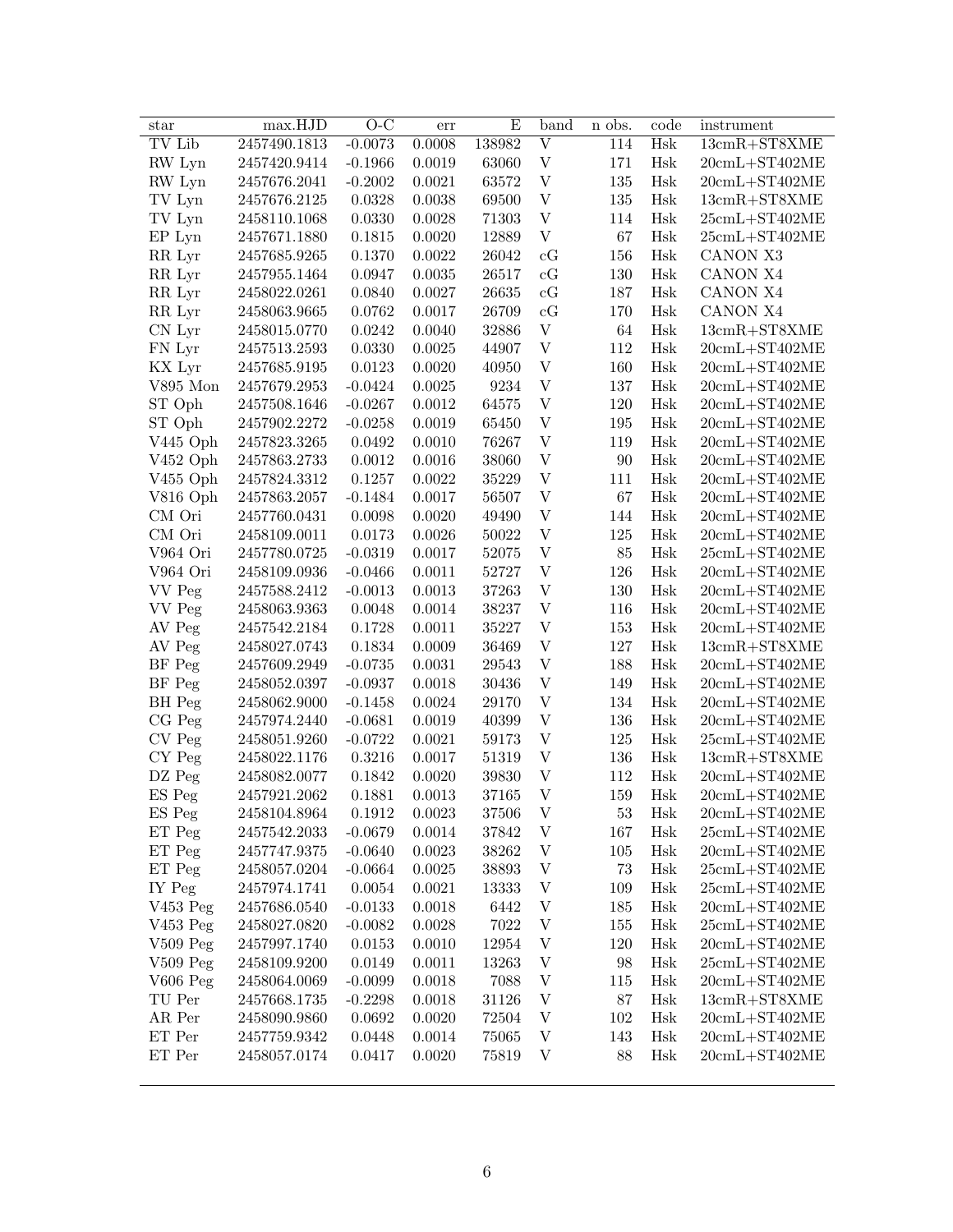| star | max.HJD | O-C | err | E | band | n obs. | code | instrument |
|---|---|---|---|---|---|---|---|---|
| TV Lib | 2457490.1813 | -0.0073 | 0.0008 | 138982 | V | 114 | Hsk | 13cmR+ST8XME |
| RW Lyn | 2457420.9414 | -0.1966 | 0.0019 | 63060 | V | 171 | Hsk | 20cmL+ST402ME |
| RW Lyn | 2457676.2041 | -0.2002 | 0.0021 | 63572 | V | 135 | Hsk | 20cmL+ST402ME |
| TV Lyn | 2457676.2125 | 0.0328 | 0.0038 | 69500 | V | 135 | Hsk | 13cmR+ST8XME |
| TV Lyn | 2458110.1068 | 0.0330 | 0.0028 | 71303 | V | 114 | Hsk | 25cmL+ST402ME |
| EP Lyn | 2457671.1880 | 0.1815 | 0.0020 | 12889 | V | 67 | Hsk | 25cmL+ST402ME |
| RR Lyr | 2457685.9265 | 0.1370 | 0.0022 | 26042 | cG | 156 | Hsk | CANON X3 |
| RR Lyr | 2457955.1464 | 0.0947 | 0.0035 | 26517 | cG | 130 | Hsk | CANON X4 |
| RR Lyr | 2458022.0261 | 0.0840 | 0.0027 | 26635 | cG | 187 | Hsk | CANON X4 |
| RR Lyr | 2458063.9665 | 0.0762 | 0.0017 | 26709 | cG | 170 | Hsk | CANON X4 |
| CN Lyr | 2458015.0770 | 0.0242 | 0.0040 | 32886 | V | 64 | Hsk | 13cmR+ST8XME |
| FN Lyr | 2457513.2593 | 0.0330 | 0.0025 | 44907 | V | 112 | Hsk | 20cmL+ST402ME |
| KX Lyr | 2457685.9195 | 0.0123 | 0.0020 | 40950 | V | 160 | Hsk | 20cmL+ST402ME |
| V895 Mon | 2457679.2953 | -0.0424 | 0.0025 | 9234 | V | 137 | Hsk | 20cmL+ST402ME |
| ST Oph | 2457508.1646 | -0.0267 | 0.0012 | 64575 | V | 120 | Hsk | 20cmL+ST402ME |
| ST Oph | 2457902.2272 | -0.0258 | 0.0019 | 65450 | V | 195 | Hsk | 20cmL+ST402ME |
| V445 Oph | 2457823.3265 | 0.0492 | 0.0010 | 76267 | V | 119 | Hsk | 20cmL+ST402ME |
| V452 Oph | 2457863.2733 | 0.0012 | 0.0016 | 38060 | V | 90 | Hsk | 20cmL+ST402ME |
| V455 Oph | 2457824.3312 | 0.1257 | 0.0022 | 35229 | V | 111 | Hsk | 20cmL+ST402ME |
| V816 Oph | 2457863.2057 | -0.1484 | 0.0017 | 56507 | V | 67 | Hsk | 20cmL+ST402ME |
| CM Ori | 2457760.0431 | 0.0098 | 0.0020 | 49490 | V | 144 | Hsk | 20cmL+ST402ME |
| CM Ori | 2458109.0011 | 0.0173 | 0.0026 | 50022 | V | 125 | Hsk | 20cmL+ST402ME |
| V964 Ori | 2457780.0725 | -0.0319 | 0.0017 | 52075 | V | 85 | Hsk | 25cmL+ST402ME |
| V964 Ori | 2458109.0936 | -0.0466 | 0.0011 | 52727 | V | 126 | Hsk | 20cmL+ST402ME |
| VV Peg | 2457588.2412 | -0.0013 | 0.0013 | 37263 | V | 130 | Hsk | 20cmL+ST402ME |
| VV Peg | 2458063.9363 | 0.0048 | 0.0014 | 38237 | V | 116 | Hsk | 20cmL+ST402ME |
| AV Peg | 2457542.2184 | 0.1728 | 0.0011 | 35227 | V | 153 | Hsk | 20cmL+ST402ME |
| AV Peg | 2458027.0743 | 0.1834 | 0.0009 | 36469 | V | 127 | Hsk | 13cmR+ST8XME |
| BF Peg | 2457609.2949 | -0.0735 | 0.0031 | 29543 | V | 188 | Hsk | 20cmL+ST402ME |
| BF Peg | 2458052.0397 | -0.0937 | 0.0018 | 30436 | V | 149 | Hsk | 20cmL+ST402ME |
| BH Peg | 2458062.9000 | -0.1458 | 0.0024 | 29170 | V | 134 | Hsk | 20cmL+ST402ME |
| CG Peg | 2457974.2440 | -0.0681 | 0.0019 | 40399 | V | 136 | Hsk | 20cmL+ST402ME |
| CV Peg | 2458051.9260 | -0.0722 | 0.0021 | 59173 | V | 125 | Hsk | 25cmL+ST402ME |
| CY Peg | 2458022.1176 | 0.3216 | 0.0017 | 51319 | V | 136 | Hsk | 13cmR+ST8XME |
| DZ Peg | 2458082.0077 | 0.1842 | 0.0020 | 39830 | V | 112 | Hsk | 20cmL+ST402ME |
| ES Peg | 2457921.2062 | 0.1881 | 0.0013 | 37165 | V | 159 | Hsk | 20cmL+ST402ME |
| ES Peg | 2458104.8964 | 0.1912 | 0.0023 | 37506 | V | 53 | Hsk | 20cmL+ST402ME |
| ET Peg | 2457542.2033 | -0.0679 | 0.0014 | 37842 | V | 167 | Hsk | 25cmL+ST402ME |
| ET Peg | 2457747.9375 | -0.0640 | 0.0023 | 38262 | V | 105 | Hsk | 20cmL+ST402ME |
| ET Peg | 2458057.0204 | -0.0664 | 0.0025 | 38893 | V | 73 | Hsk | 25cmL+ST402ME |
| IY Peg | 2457974.1741 | 0.0054 | 0.0021 | 13333 | V | 109 | Hsk | 25cmL+ST402ME |
| V453 Peg | 2457686.0540 | -0.0133 | 0.0018 | 6442 | V | 185 | Hsk | 20cmL+ST402ME |
| V453 Peg | 2458027.0820 | -0.0082 | 0.0028 | 7022 | V | 155 | Hsk | 25cmL+ST402ME |
| V509 Peg | 2457997.1740 | 0.0153 | 0.0010 | 12954 | V | 120 | Hsk | 20cmL+ST402ME |
| V509 Peg | 2458109.9200 | 0.0149 | 0.0011 | 13263 | V | 98 | Hsk | 25cmL+ST402ME |
| V606 Peg | 2458064.0069 | -0.0099 | 0.0018 | 7088 | V | 115 | Hsk | 20cmL+ST402ME |
| TU Per | 2457668.1735 | -0.2298 | 0.0018 | 31126 | V | 87 | Hsk | 13cmR+ST8XME |
| AR Per | 2458090.9860 | 0.0692 | 0.0020 | 72504 | V | 102 | Hsk | 20cmL+ST402ME |
| ET Per | 2457759.9342 | 0.0448 | 0.0014 | 75065 | V | 143 | Hsk | 20cmL+ST402ME |
| ET Per | 2458057.0174 | 0.0417 | 0.0020 | 75819 | V | 88 | Hsk | 20cmL+ST402ME |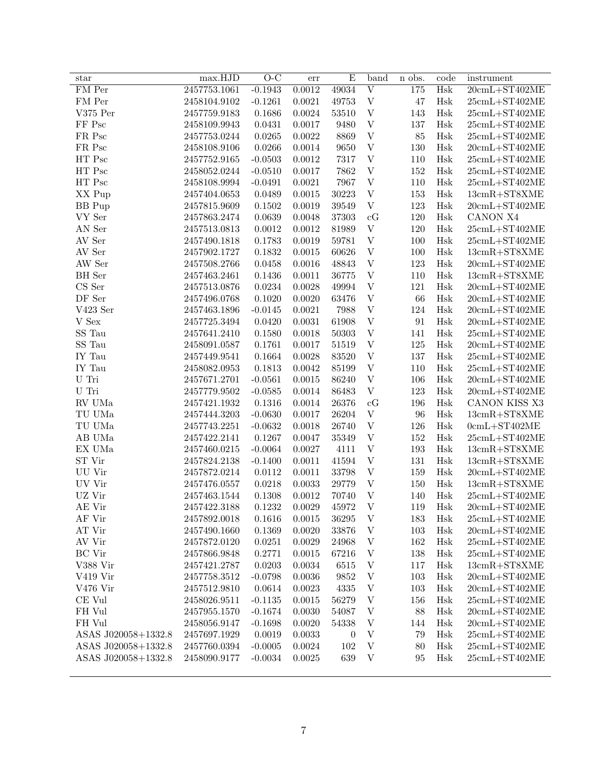| star | max.HJD | O-C | err | E | band | n obs. | code | instrument |
|---|---|---|---|---|---|---|---|---|
| FM Per | 2457753.1061 | -0.1943 | 0.0012 | 49034 | V | 175 | Hsk | 20cmL+ST402ME |
| FM Per | 2458104.9102 | -0.1261 | 0.0021 | 49753 | V | 47 | Hsk | 25cmL+ST402ME |
| V375 Per | 2457759.9183 | 0.1686 | 0.0024 | 53510 | V | 143 | Hsk | 25cmL+ST402ME |
| FF Psc | 2458109.9943 | 0.0431 | 0.0017 | 9480 | V | 137 | Hsk | 25cmL+ST402ME |
| FR Psc | 2457753.0244 | 0.0265 | 0.0022 | 8869 | V | 85 | Hsk | 25cmL+ST402ME |
| FR Psc | 2458108.9106 | 0.0266 | 0.0014 | 9650 | V | 130 | Hsk | 20cmL+ST402ME |
| HT Psc | 2457752.9165 | -0.0503 | 0.0012 | 7317 | V | 110 | Hsk | 25cmL+ST402ME |
| HT Psc | 2458052.0244 | -0.0510 | 0.0017 | 7862 | V | 152 | Hsk | 25cmL+ST402ME |
| HT Psc | 2458108.9994 | -0.0491 | 0.0021 | 7967 | V | 110 | Hsk | 25cmL+ST402ME |
| XX Pup | 2457404.0653 | 0.0489 | 0.0015 | 30223 | V | 153 | Hsk | 13cmR+ST8XME |
| BB Pup | 2457815.9609 | 0.1502 | 0.0019 | 39549 | V | 123 | Hsk | 20cmL+ST402ME |
| VY Ser | 2457863.2474 | 0.0639 | 0.0048 | 37303 | cG | 120 | Hsk | CANON X4 |
| AN Ser | 2457513.0813 | 0.0012 | 0.0012 | 81989 | V | 120 | Hsk | 25cmL+ST402ME |
| AV Ser | 2457490.1818 | 0.1783 | 0.0019 | 59781 | V | 100 | Hsk | 25cmL+ST402ME |
| AV Ser | 2457902.1727 | 0.1832 | 0.0015 | 60626 | V | 100 | Hsk | 13cmR+ST8XME |
| AW Ser | 2457508.2766 | 0.0458 | 0.0016 | 48843 | V | 123 | Hsk | 20cmL+ST402ME |
| BH Ser | 2457463.2461 | 0.1436 | 0.0011 | 36775 | V | 110 | Hsk | 13cmR+ST8XME |
| CS Ser | 2457513.0876 | 0.0234 | 0.0028 | 49994 | V | 121 | Hsk | 20cmL+ST402ME |
| DF Ser | 2457496.0768 | 0.1020 | 0.0020 | 63476 | V | 66 | Hsk | 20cmL+ST402ME |
| V423 Ser | 2457463.1896 | -0.0145 | 0.0021 | 7988 | V | 124 | Hsk | 20cmL+ST402ME |
| V Sex | 2457725.3494 | 0.0420 | 0.0031 | 61908 | V | 91 | Hsk | 20cmL+ST402ME |
| SS Tau | 2457641.2410 | 0.1580 | 0.0018 | 50303 | V | 141 | Hsk | 25cmL+ST402ME |
| SS Tau | 2458091.0587 | 0.1761 | 0.0017 | 51519 | V | 125 | Hsk | 20cmL+ST402ME |
| IY Tau | 2457449.9541 | 0.1664 | 0.0028 | 83520 | V | 137 | Hsk | 25cmL+ST402ME |
| IY Tau | 2458082.0953 | 0.1813 | 0.0042 | 85199 | V | 110 | Hsk | 25cmL+ST402ME |
| U Tri | 2457671.2701 | -0.0561 | 0.0015 | 86240 | V | 106 | Hsk | 20cmL+ST402ME |
| U Tri | 2457779.9502 | -0.0585 | 0.0014 | 86483 | V | 123 | Hsk | 20cmL+ST402ME |
| RV UMa | 2457421.1932 | 0.1316 | 0.0014 | 26376 | cG | 196 | Hsk | CANON KISS X3 |
| TU UMa | 2457444.3203 | -0.0630 | 0.0017 | 26204 | V | 96 | Hsk | 13cmR+ST8XME |
| TU UMa | 2457743.2251 | -0.0632 | 0.0018 | 26740 | V | 126 | Hsk | 0cmL+ST402ME |
| AB UMa | 2457422.2141 | 0.1267 | 0.0047 | 35349 | V | 152 | Hsk | 25cmL+ST402ME |
| EX UMa | 2457460.0215 | -0.0064 | 0.0027 | 4111 | V | 193 | Hsk | 13cmR+ST8XME |
| ST Vir | 2457824.2138 | -0.1400 | 0.0011 | 41594 | V | 131 | Hsk | 13cmR+ST8XME |
| UU Vir | 2457872.0214 | 0.0112 | 0.0011 | 33798 | V | 159 | Hsk | 20cmL+ST402ME |
| UV Vir | 2457476.0557 | 0.0218 | 0.0033 | 29779 | V | 150 | Hsk | 13cmR+ST8XME |
| UZ Vir | 2457463.1544 | 0.1308 | 0.0012 | 70740 | V | 140 | Hsk | 25cmL+ST402ME |
| AE Vir | 2457422.3188 | 0.1232 | 0.0029 | 45972 | V | 119 | Hsk | 20cmL+ST402ME |
| AF Vir | 2457892.0018 | 0.1616 | 0.0015 | 36295 | V | 183 | Hsk | 25cmL+ST402ME |
| AT Vir | 2457490.1660 | 0.1369 | 0.0020 | 33876 | V | 103 | Hsk | 20cmL+ST402ME |
| AV Vir | 2457872.0120 | 0.0251 | 0.0029 | 24968 | V | 162 | Hsk | 25cmL+ST402ME |
| BC Vir | 2457866.9848 | 0.2771 | 0.0015 | 67216 | V | 138 | Hsk | 25cmL+ST402ME |
| V388 Vir | 2457421.2787 | 0.0203 | 0.0034 | 6515 | V | 117 | Hsk | 13cmR+ST8XME |
| V419 Vir | 2457758.3512 | -0.0798 | 0.0036 | 9852 | V | 103 | Hsk | 20cmL+ST402ME |
| V476 Vir | 2457512.9810 | 0.0614 | 0.0023 | 4335 | V | 103 | Hsk | 20cmL+ST402ME |
| CE Vul | 2458026.9511 | -0.1135 | 0.0015 | 56279 | V | 156 | Hsk | 25cmL+ST402ME |
| FH Vul | 2457955.1570 | -0.1674 | 0.0030 | 54087 | V | 88 | Hsk | 20cmL+ST402ME |
| FH Vul | 2458056.9147 | -0.1698 | 0.0020 | 54338 | V | 144 | Hsk | 20cmL+ST402ME |
| ASAS J020058+1332.8 | 2457697.1929 | 0.0019 | 0.0033 | 0 | V | 79 | Hsk | 25cmL+ST402ME |
| ASAS J020058+1332.8 | 2457760.0394 | -0.0005 | 0.0024 | 102 | V | 80 | Hsk | 25cmL+ST402ME |
| ASAS J020058+1332.8 | 2458090.9177 | -0.0034 | 0.0025 | 639 | V | 95 | Hsk | 25cmL+ST402ME |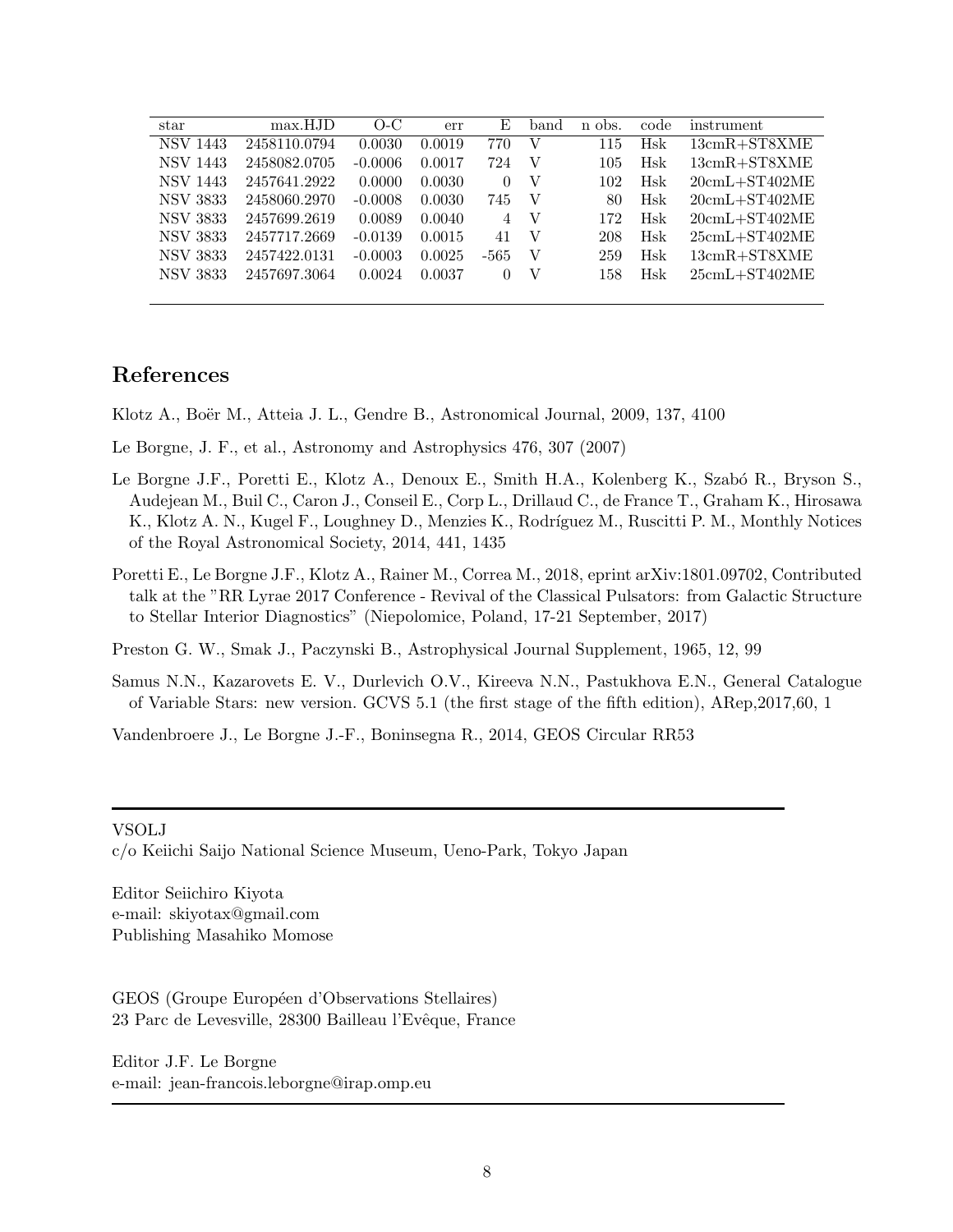| star | max.HJD | O-C | err | E | band | n obs. | code | instrument |
|---|---|---|---|---|---|---|---|---|
| NSV 1443 | 2458110.0794 | 0.0030 | 0.0019 | 770 | V | 115 | Hsk | 13cmR+ST8XME |
| NSV 1443 | 2458082.0705 | -0.0006 | 0.0017 | 724 | V | 105 | Hsk | 13cmR+ST8XME |
| NSV 1443 | 2457641.2922 | 0.0000 | 0.0030 | 0 | V | 102 | Hsk | 20cmL+ST402ME |
| NSV 3833 | 2458060.2970 | -0.0008 | 0.0030 | 745 | V | 80 | Hsk | 20cmL+ST402ME |
| NSV 3833 | 2457699.2619 | 0.0089 | 0.0040 | 4 | V | 172 | Hsk | 20cmL+ST402ME |
| NSV 3833 | 2457717.2669 | -0.0139 | 0.0015 | 41 | V | 208 | Hsk | 25cmL+ST402ME |
| NSV 3833 | 2457422.0131 | -0.0003 | 0.0025 | -565 | V | 259 | Hsk | 13cmR+ST8XME |
| NSV 3833 | 2457697.3064 | 0.0024 | 0.0037 | 0 | V | 158 | Hsk | 25cmL+ST402ME |

## References

Klotz A., Boër M., Atteia J. L., Gendre B., Astronomical Journal, 2009, 137, 4100

Le Borgne, J. F., et al., Astronomy and Astrophysics 476, 307 (2007)

Le Borgne J.F., Poretti E., Klotz A., Denoux E., Smith H.A., Kolenberg K., Szabó R., Bryson S., Audejean M., Buil C., Caron J., Conseil E., Corp L., Drillaud C., de France T., Graham K., Hirosawa K., Klotz A. N., Kugel F., Loughney D., Menzies K., Rodríguez M., Ruscitti P. M., Monthly Notices of the Royal Astronomical Society, 2014, 441, 1435

Poretti E., Le Borgne J.F., Klotz A., Rainer M., Correa M., 2018, eprint arXiv:1801.09702, Contributed talk at the "RR Lyrae 2017 Conference - Revival of the Classical Pulsators: from Galactic Structure to Stellar Interior Diagnostics" (Niepolomice, Poland, 17-21 September, 2017)

Preston G. W., Smak J., Paczynski B., Astrophysical Journal Supplement, 1965, 12, 99

Samus N.N., Kazarovets E. V., Durlevich O.V., Kireeva N.N., Pastukhova E.N., General Catalogue of Variable Stars: new version. GCVS 5.1 (the first stage of the fifth edition), ARep,2017,60, 1

Vandenbroere J., Le Borgne J.-F., Boninsegna R., 2014, GEOS Circular RR53

---

VSOLJ
c/o Keiichi Saijo National Science Museum, Ueno-Park, Tokyo Japan

Editor Seiichiro Kiyota
e-mail: skiyotax@gmail.com
Publishing Masahiko Momose

GEOS (Groupe Européen d'Observations Stellaires)
23 Parc de Levesville, 28300 Bailleau l'Evêque, France

Editor J.F. Le Borgne
e-mail: jean-francois.leborgne@irap.omp.eu

---